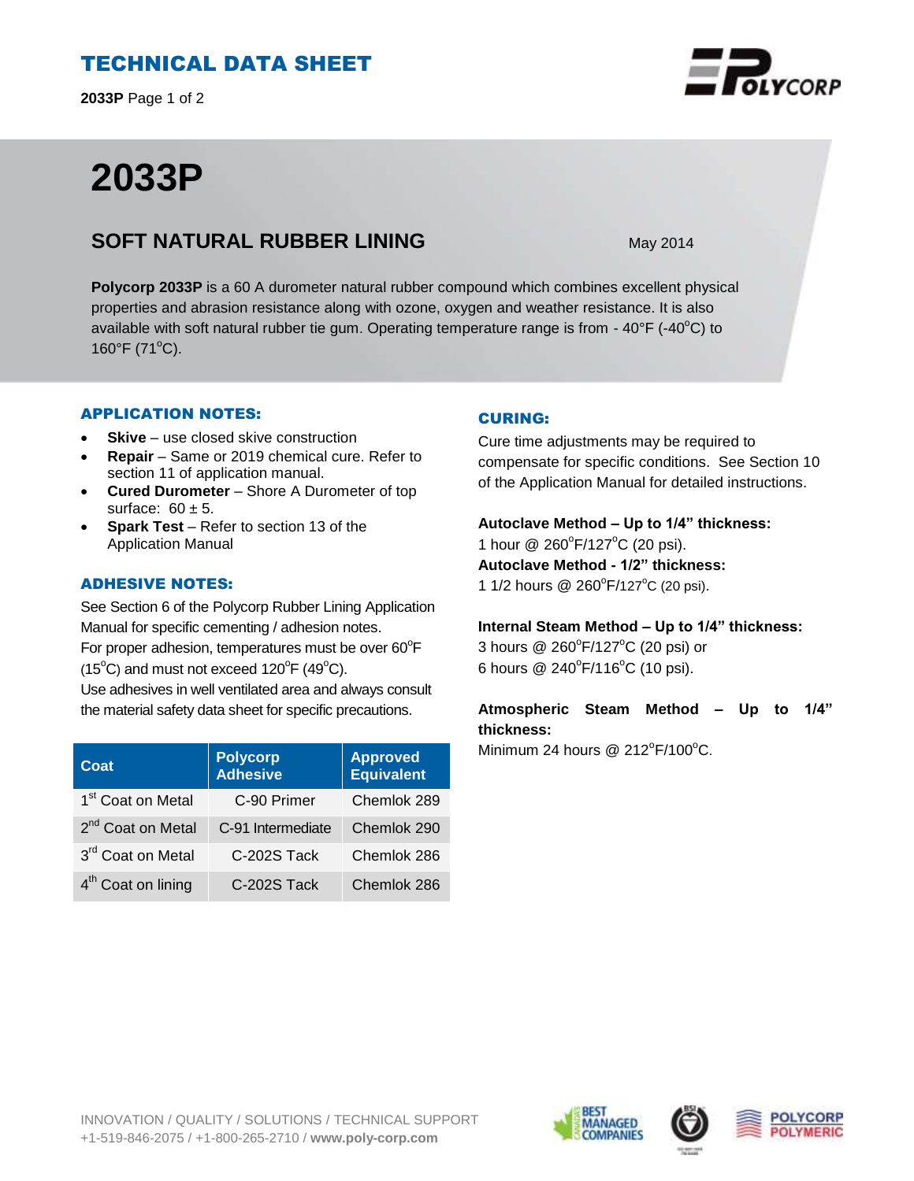# TECHNICAL DATA SHEET

# 2033P

## SOFT NATURAL RUBBER LINING

May 2014

**Polycorp 2033P** is a 60 A durometer natural rubber compound which combines excellent physical properties and abrasion resistance along with ozone, oxygen and weather resistance. It is also available with soft natural rubber tie gum. Operating temperature range is from - 40°F (-40°C) to 160°F (71°C).

### APPLICATION NOTES:

- **Skive** – use closed skive construction
- **Repair** – Same or 2019 chemical cure. Refer to section 11 of application manual.
- **Cured Durometer** – Shore A Durometer of top surface: 60 ± 5.
- **Spark Test** – Refer to section 13 of the Application Manual

### ADHESIVE NOTES:

See Section 6 of the Polycorp Rubber Lining Application Manual for specific cementing / adhesion notes.
For proper adhesion, temperatures must be over 60°F (15°C) and must not exceed 120°F (49°C).
Use adhesives in well ventilated area and always consult the material safety data sheet for specific precautions.

| Coat | Polycorp Adhesive | Approved Equivalent |
| --- | --- | --- |
| 1st Coat on Metal | C-90 Primer | Chemlok 289 |
| 2nd Coat on Metal | C-91 Intermediate | Chemlok 290 |
| 3rd Coat on Metal | C-202S Tack | Chemlok 286 |
| 4th Coat on lining | C-202S Tack | Chemlok 286 |

### CURING:

Cure time adjustments may be required to compensate for specific conditions. See Section 10 of the Application Manual for detailed instructions.

**Autoclave Method – Up to 1/4" thickness:**
1 hour @ 260°F/127°C (20 psi).
**Autoclave Method - 1/2" thickness:**
1 1/2 hours @ 260°F/127°C (20 psi).

**Internal Steam Method – Up to 1/4" thickness:**
3 hours @ 260°F/127°C (20 psi) or
6 hours @ 240°F/116°C (10 psi).

**Atmospheric Steam Method – Up to 1/4" thickness:**
Minimum 24 hours @ 212°F/100°C.

INNOVATION / QUALITY / SOLUTIONS / TECHNICAL SUPPORT
+1-519-846-2075 / +1-800-265-2710 / **www.poly-corp.com**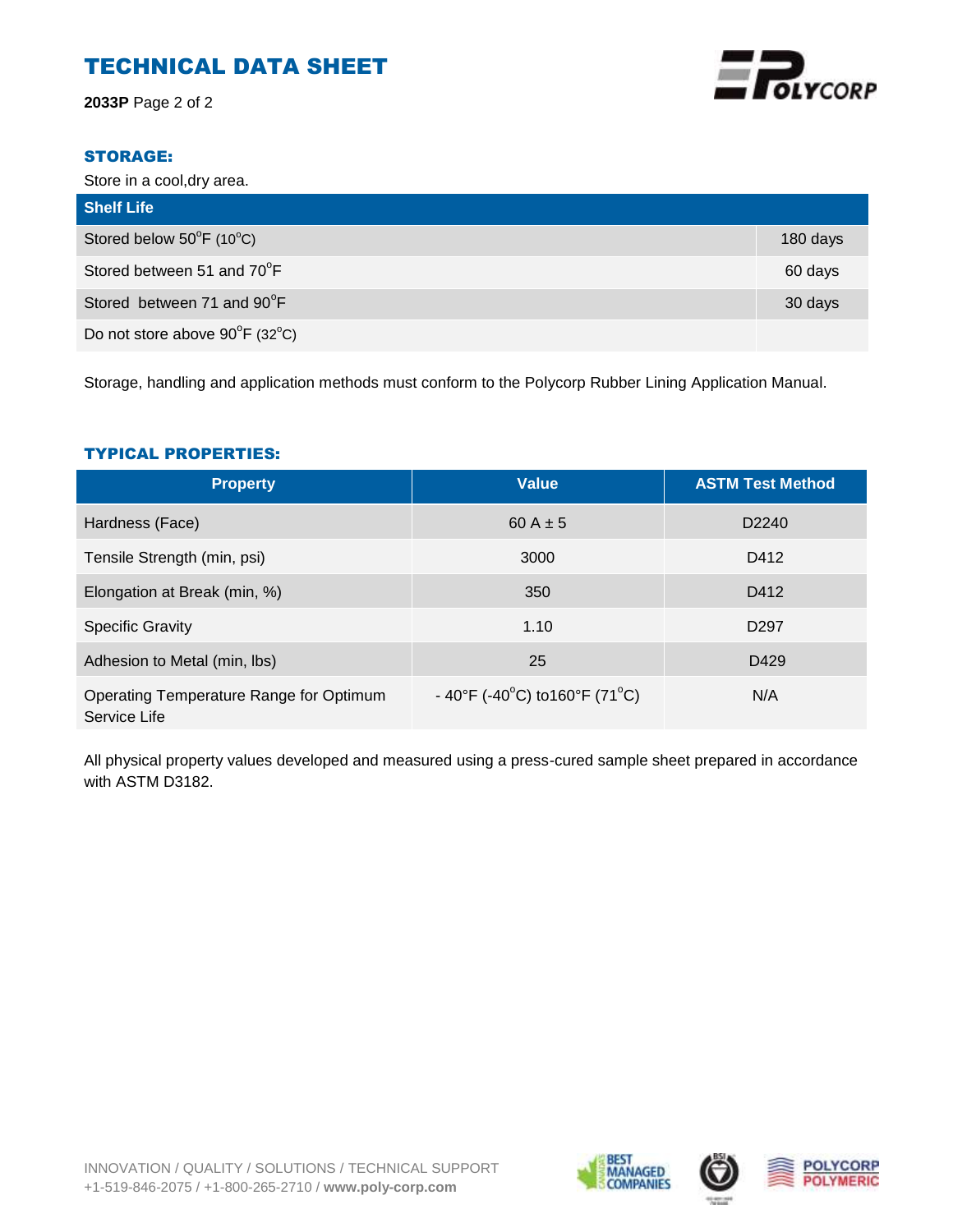## STORAGE:

Store in a cool,dry area.

| Shelf Life | |
|---|---|
| Stored below 50°F (10°C) | 180 days |
| Stored between 51 and 70°F | 60 days |
| Stored between 71 and 90°F | 30 days |
| Do not store above 90°F (32°C) | |

Storage, handling and application methods must conform to the Polycorp Rubber Lining Application Manual.

## TYPICAL PROPERTIES:

| Property | Value | ASTM Test Method |
|---|---|---|
| Hardness (Face) | 60 A ± 5 | D2240 |
| Tensile Strength (min, psi) | 3000 | D412 |
| Elongation at Break (min, %) | 350 | D412 |
| Specific Gravity | 1.10 | D297 |
| Adhesion to Metal (min, lbs) | 25 | D429 |
| Operating Temperature Range for Optimum Service Life | - 40°F (-40°C) to160°F (71°C) | N/A |

All physical property values developed and measured using a press-cured sample sheet prepared in accordance with ASTM D3182.

INNOVATION / QUALITY / SOLUTIONS / TECHNICAL SUPPORT
+1-519-846-2075 / +1-800-265-2710 / **www.poly-corp.com**